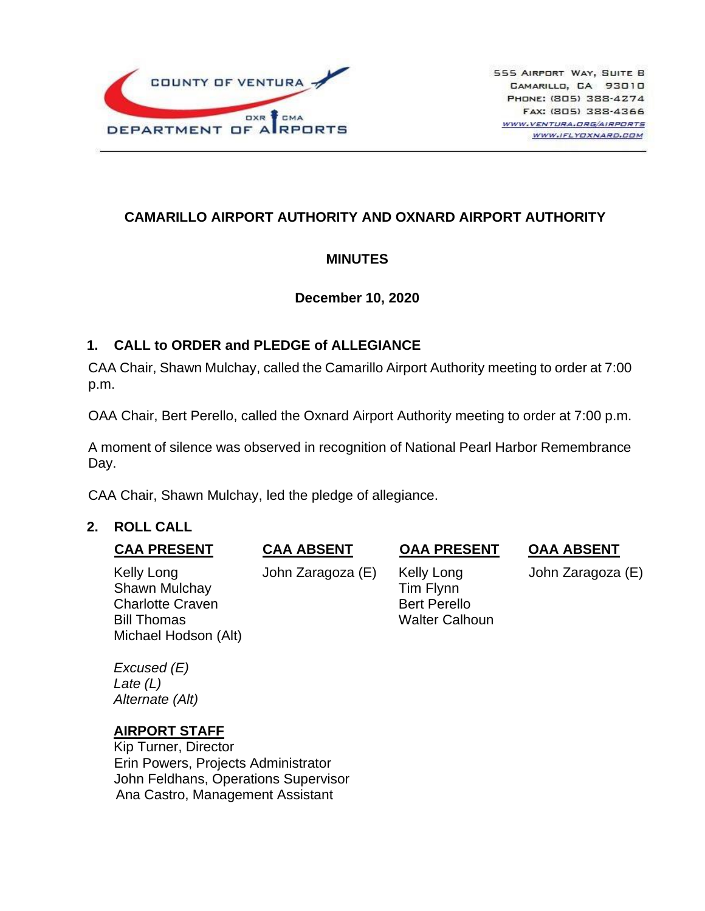COUNTY OF VENTURA
DEPARTMENT OF AIRPORTS
OXR CMA

555 AIRPORT WAY, SUITE B
CAMARILLO, CA 93010
PHONE: (805) 388-4274
FAX: (805) 388-4366
WWW.VENTURA.ORG/AIRPORTS
WWW.IFLYOXNARD.COM

## CAMARILLO AIRPORT AUTHORITY AND OXNARD AIRPORT AUTHORITY

## MINUTES

**December 10, 2020**

### 1. CALL to ORDER and PLEDGE of ALLEGIANCE

CAA Chair, Shawn Mulchay, called the Camarillo Airport Authority meeting to order at 7:00 p.m.

OAA Chair, Bert Perello, called the Oxnard Airport Authority meeting to order at 7:00 p.m.

A moment of silence was observed in recognition of National Pearl Harbor Remembrance Day.

CAA Chair, Shawn Mulchay, led the pledge of allegiance.

### 2. ROLL CALL

| CAA PRESENT | CAA ABSENT | OAA PRESENT | OAA ABSENT |
|---|---|---|---|
| Kelly Long | John Zaragoza (E) | Kelly Long | John Zaragoza (E) |
| Shawn Mulchay | | Tim Flynn | |
| Charlotte Craven | | Bert Perello | |
| Bill Thomas | | Walter Calhoun | |
| Michael Hodson (Alt) | | | |

*Excused (E)*
*Late (L)*
*Alternate (Alt)*

**AIRPORT STAFF**
Kip Turner, Director
Erin Powers, Projects Administrator
John Feldhans, Operations Supervisor
Ana Castro, Management Assistant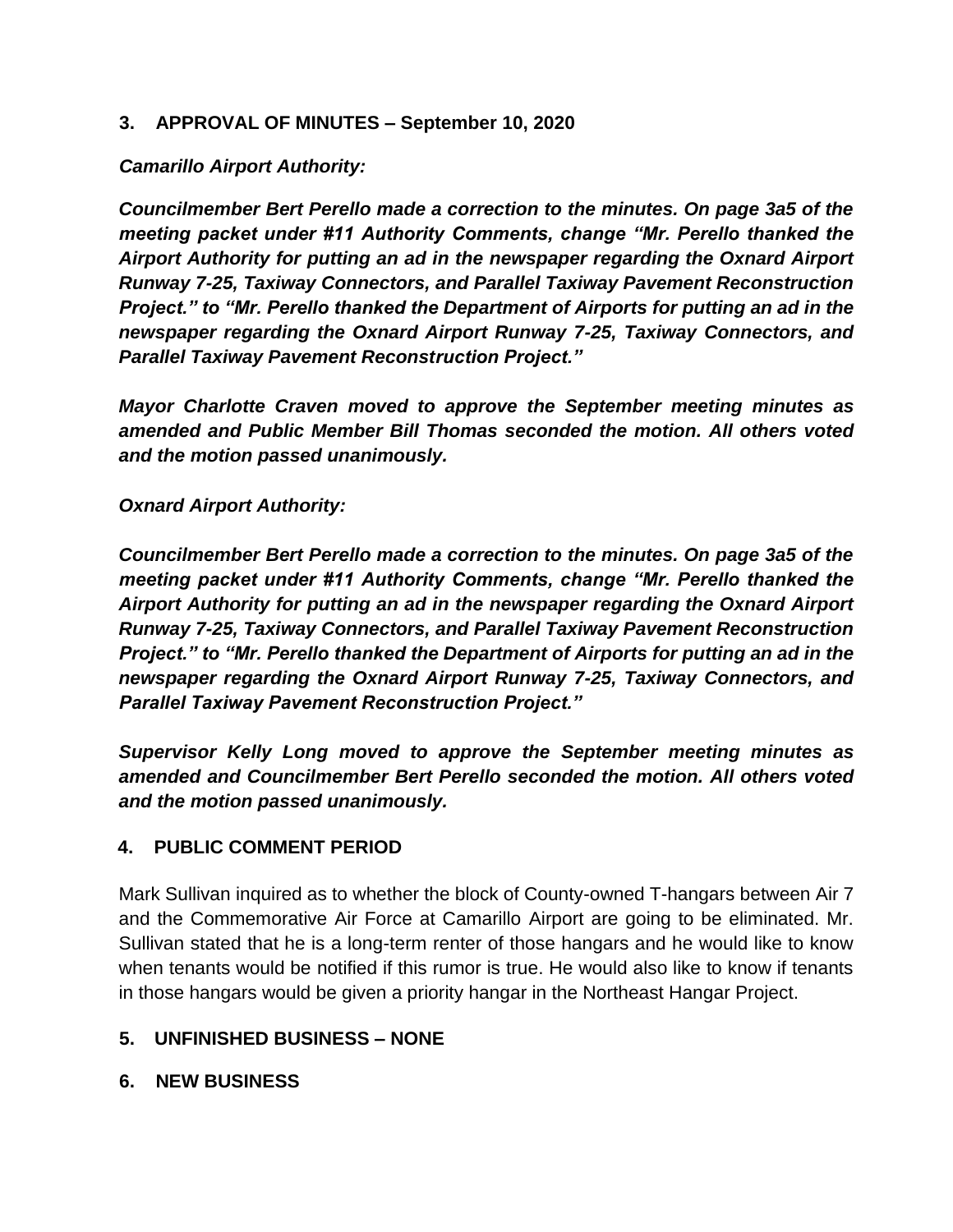## 3. APPROVAL OF MINUTES – September 10, 2020

***Camarillo Airport Authority:***

***Councilmember Bert Perello made a correction to the minutes. On page 3a5 of the meeting packet under #11 Authority Comments, change "Mr. Perello thanked the Airport Authority for putting an ad in the newspaper regarding the Oxnard Airport Runway 7-25, Taxiway Connectors, and Parallel Taxiway Pavement Reconstruction Project." to "Mr. Perello thanked the Department of Airports for putting an ad in the newspaper regarding the Oxnard Airport Runway 7-25, Taxiway Connectors, and Parallel Taxiway Pavement Reconstruction Project."***

***Mayor Charlotte Craven moved to approve the September meeting minutes as amended and Public Member Bill Thomas seconded the motion. All others voted and the motion passed unanimously.***

***Oxnard Airport Authority:***

***Councilmember Bert Perello made a correction to the minutes. On page 3a5 of the meeting packet under #11 Authority Comments, change "Mr. Perello thanked the Airport Authority for putting an ad in the newspaper regarding the Oxnard Airport Runway 7-25, Taxiway Connectors, and Parallel Taxiway Pavement Reconstruction Project." to "Mr. Perello thanked the Department of Airports for putting an ad in the newspaper regarding the Oxnard Airport Runway 7-25, Taxiway Connectors, and Parallel Taxiway Pavement Reconstruction Project."***

***Supervisor Kelly Long moved to approve the September meeting minutes as amended and Councilmember Bert Perello seconded the motion. All others voted and the motion passed unanimously.***

## 4. PUBLIC COMMENT PERIOD

Mark Sullivan inquired as to whether the block of County-owned T-hangars between Air 7 and the Commemorative Air Force at Camarillo Airport are going to be eliminated. Mr. Sullivan stated that he is a long-term renter of those hangars and he would like to know when tenants would be notified if this rumor is true. He would also like to know if tenants in those hangars would be given a priority hangar in the Northeast Hangar Project.

## 5. UNFINISHED BUSINESS – NONE

## 6. NEW BUSINESS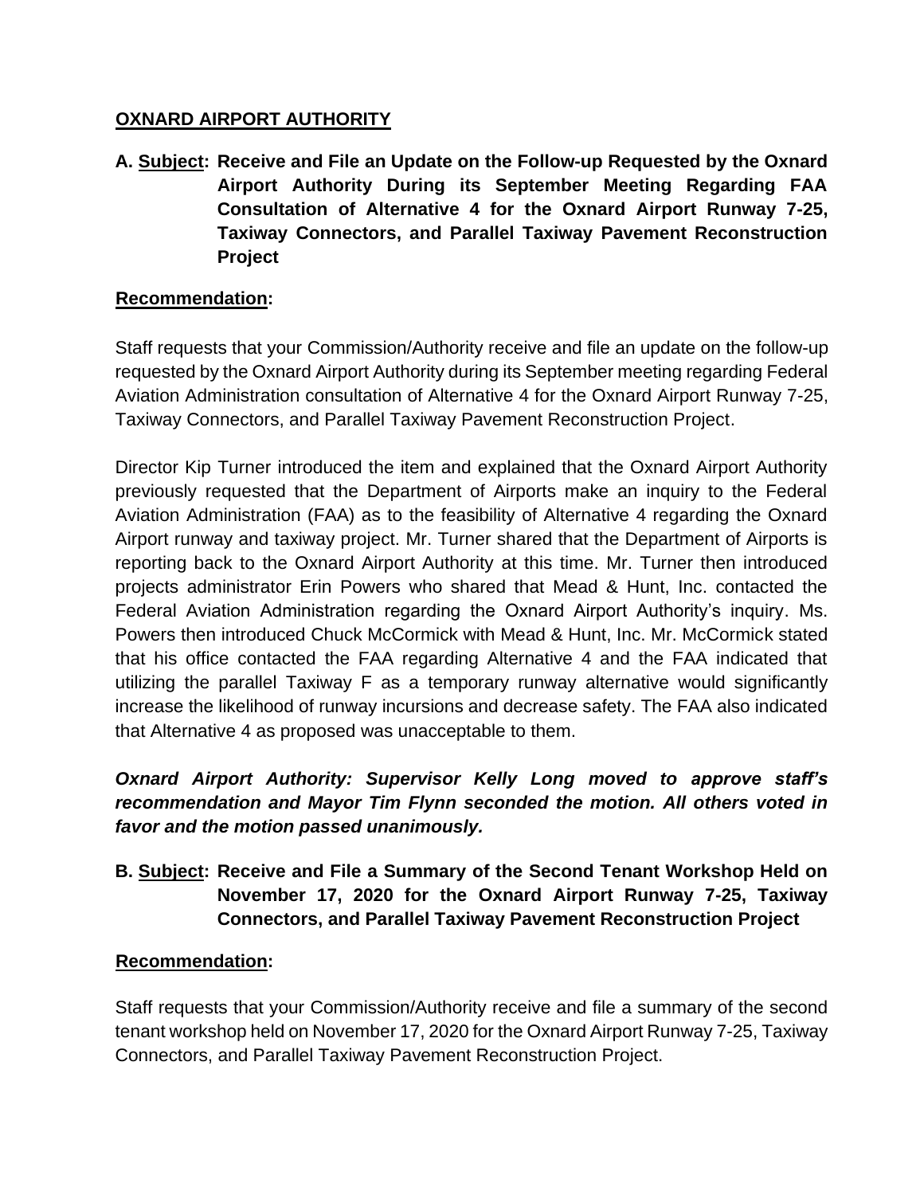## **OXNARD AIRPORT AUTHORITY**

**A. Subject: Receive and File an Update on the Follow-up Requested by the Oxnard Airport Authority During its September Meeting Regarding FAA Consultation of Alternative 4 for the Oxnard Airport Runway 7-25, Taxiway Connectors, and Parallel Taxiway Pavement Reconstruction Project**

**Recommendation:**

Staff requests that your Commission/Authority receive and file an update on the follow-up requested by the Oxnard Airport Authority during its September meeting regarding Federal Aviation Administration consultation of Alternative 4 for the Oxnard Airport Runway 7-25, Taxiway Connectors, and Parallel Taxiway Pavement Reconstruction Project.

Director Kip Turner introduced the item and explained that the Oxnard Airport Authority previously requested that the Department of Airports make an inquiry to the Federal Aviation Administration (FAA) as to the feasibility of Alternative 4 regarding the Oxnard Airport runway and taxiway project. Mr. Turner shared that the Department of Airports is reporting back to the Oxnard Airport Authority at this time. Mr. Turner then introduced projects administrator Erin Powers who shared that Mead & Hunt, Inc. contacted the Federal Aviation Administration regarding the Oxnard Airport Authority's inquiry. Ms. Powers then introduced Chuck McCormick with Mead & Hunt, Inc. Mr. McCormick stated that his office contacted the FAA regarding Alternative 4 and the FAA indicated that utilizing the parallel Taxiway F as a temporary runway alternative would significantly increase the likelihood of runway incursions and decrease safety. The FAA also indicated that Alternative 4 as proposed was unacceptable to them.

***Oxnard Airport Authority: Supervisor Kelly Long moved to approve staff's recommendation and Mayor Tim Flynn seconded the motion. All others voted in favor and the motion passed unanimously.***

**B. Subject: Receive and File a Summary of the Second Tenant Workshop Held on November 17, 2020 for the Oxnard Airport Runway 7-25, Taxiway Connectors, and Parallel Taxiway Pavement Reconstruction Project**

**Recommendation:**

Staff requests that your Commission/Authority receive and file a summary of the second tenant workshop held on November 17, 2020 for the Oxnard Airport Runway 7-25, Taxiway Connectors, and Parallel Taxiway Pavement Reconstruction Project.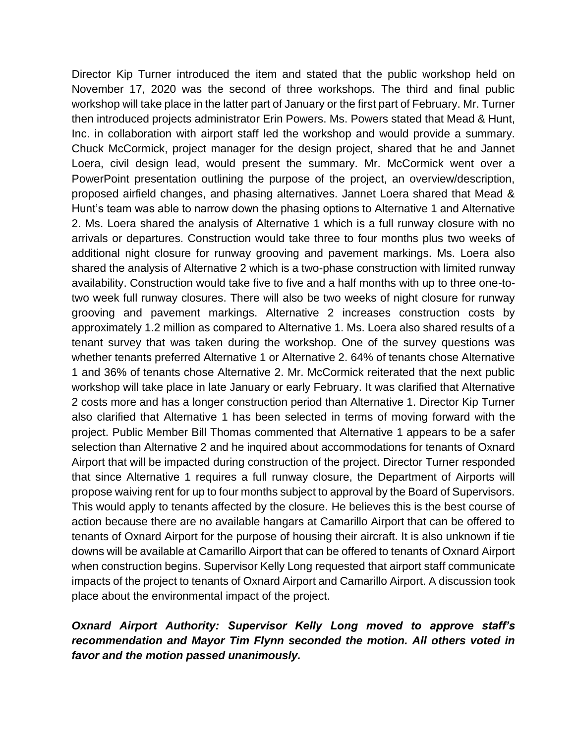Director Kip Turner introduced the item and stated that the public workshop held on November 17, 2020 was the second of three workshops. The third and final public workshop will take place in the latter part of January or the first part of February. Mr. Turner then introduced projects administrator Erin Powers. Ms. Powers stated that Mead & Hunt, Inc. in collaboration with airport staff led the workshop and would provide a summary. Chuck McCormick, project manager for the design project, shared that he and Jannet Loera, civil design lead, would present the summary. Mr. McCormick went over a PowerPoint presentation outlining the purpose of the project, an overview/description, proposed airfield changes, and phasing alternatives. Jannet Loera shared that Mead & Hunt's team was able to narrow down the phasing options to Alternative 1 and Alternative 2. Ms. Loera shared the analysis of Alternative 1 which is a full runway closure with no arrivals or departures. Construction would take three to four months plus two weeks of additional night closure for runway grooving and pavement markings. Ms. Loera also shared the analysis of Alternative 2 which is a two-phase construction with limited runway availability. Construction would take five to five and a half months with up to three one-to-two week full runway closures. There will also be two weeks of night closure for runway grooving and pavement markings. Alternative 2 increases construction costs by approximately 1.2 million as compared to Alternative 1. Ms. Loera also shared results of a tenant survey that was taken during the workshop. One of the survey questions was whether tenants preferred Alternative 1 or Alternative 2. 64% of tenants chose Alternative 1 and 36% of tenants chose Alternative 2. Mr. McCormick reiterated that the next public workshop will take place in late January or early February. It was clarified that Alternative 2 costs more and has a longer construction period than Alternative 1. Director Kip Turner also clarified that Alternative 1 has been selected in terms of moving forward with the project. Public Member Bill Thomas commented that Alternative 1 appears to be a safer selection than Alternative 2 and he inquired about accommodations for tenants of Oxnard Airport that will be impacted during construction of the project. Director Turner responded that since Alternative 1 requires a full runway closure, the Department of Airports will propose waiving rent for up to four months subject to approval by the Board of Supervisors. This would apply to tenants affected by the closure. He believes this is the best course of action because there are no available hangars at Camarillo Airport that can be offered to tenants of Oxnard Airport for the purpose of housing their aircraft. It is also unknown if tie downs will be available at Camarillo Airport that can be offered to tenants of Oxnard Airport when construction begins. Supervisor Kelly Long requested that airport staff communicate impacts of the project to tenants of Oxnard Airport and Camarillo Airport. A discussion took place about the environmental impact of the project.

***Oxnard Airport Authority: Supervisor Kelly Long moved to approve staff's recommendation and Mayor Tim Flynn seconded the motion. All others voted in favor and the motion passed unanimously.***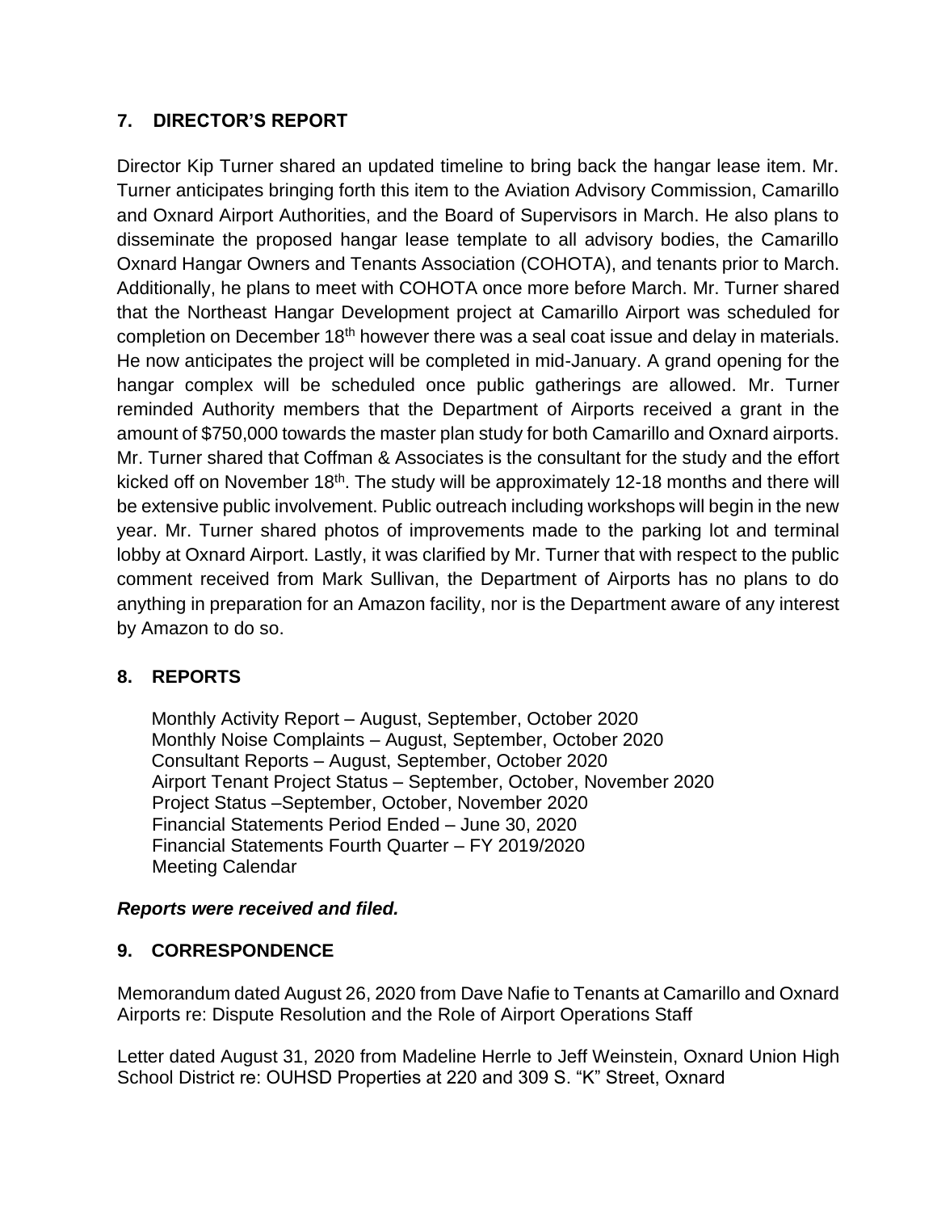## 7. DIRECTOR'S REPORT

Director Kip Turner shared an updated timeline to bring back the hangar lease item. Mr. Turner anticipates bringing forth this item to the Aviation Advisory Commission, Camarillo and Oxnard Airport Authorities, and the Board of Supervisors in March. He also plans to disseminate the proposed hangar lease template to all advisory bodies, the Camarillo Oxnard Hangar Owners and Tenants Association (COHOTA), and tenants prior to March. Additionally, he plans to meet with COHOTA once more before March. Mr. Turner shared that the Northeast Hangar Development project at Camarillo Airport was scheduled for completion on December 18th however there was a seal coat issue and delay in materials. He now anticipates the project will be completed in mid-January. A grand opening for the hangar complex will be scheduled once public gatherings are allowed. Mr. Turner reminded Authority members that the Department of Airports received a grant in the amount of $750,000 towards the master plan study for both Camarillo and Oxnard airports. Mr. Turner shared that Coffman & Associates is the consultant for the study and the effort kicked off on November 18th. The study will be approximately 12-18 months and there will be extensive public involvement. Public outreach including workshops will begin in the new year. Mr. Turner shared photos of improvements made to the parking lot and terminal lobby at Oxnard Airport. Lastly, it was clarified by Mr. Turner that with respect to the public comment received from Mark Sullivan, the Department of Airports has no plans to do anything in preparation for an Amazon facility, nor is the Department aware of any interest by Amazon to do so.

## 8. REPORTS

Monthly Activity Report – August, September, October 2020
Monthly Noise Complaints – August, September, October 2020
Consultant Reports – August, September, October 2020
Airport Tenant Project Status – September, October, November 2020
Project Status –September, October, November 2020
Financial Statements Period Ended – June 30, 2020
Financial Statements Fourth Quarter – FY 2019/2020
Meeting Calendar

***Reports were received and filed.***

## 9. CORRESPONDENCE

Memorandum dated August 26, 2020 from Dave Nafie to Tenants at Camarillo and Oxnard Airports re: Dispute Resolution and the Role of Airport Operations Staff

Letter dated August 31, 2020 from Madeline Herrle to Jeff Weinstein, Oxnard Union High School District re: OUHSD Properties at 220 and 309 S. "K" Street, Oxnard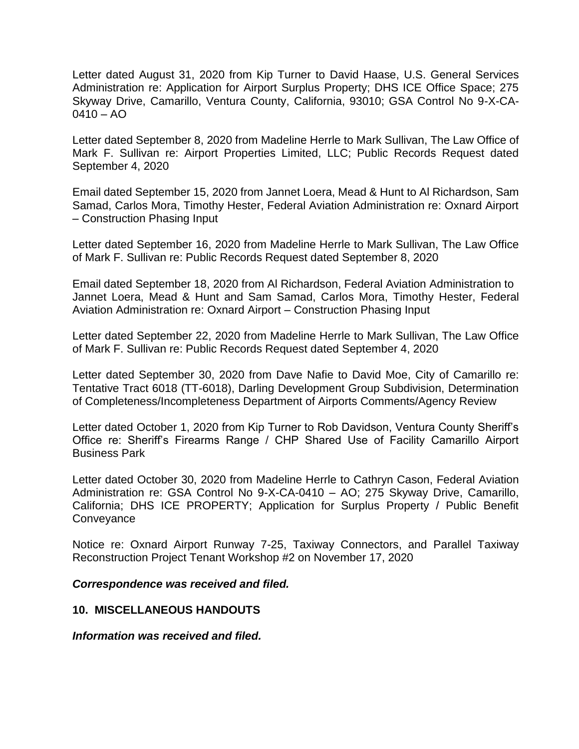Letter dated August 31, 2020 from Kip Turner to David Haase, U.S. General Services Administration re: Application for Airport Surplus Property; DHS ICE Office Space; 275 Skyway Drive, Camarillo, Ventura County, California, 93010; GSA Control No 9-X-CA-0410 – AO

Letter dated September 8, 2020 from Madeline Herrle to Mark Sullivan, The Law Office of Mark F. Sullivan re: Airport Properties Limited, LLC; Public Records Request dated September 4, 2020

Email dated September 15, 2020 from Jannet Loera, Mead & Hunt to Al Richardson, Sam Samad, Carlos Mora, Timothy Hester, Federal Aviation Administration re: Oxnard Airport – Construction Phasing Input

Letter dated September 16, 2020 from Madeline Herrle to Mark Sullivan, The Law Office of Mark F. Sullivan re: Public Records Request dated September 8, 2020

Email dated September 18, 2020 from Al Richardson, Federal Aviation Administration to Jannet Loera, Mead & Hunt and Sam Samad, Carlos Mora, Timothy Hester, Federal Aviation Administration re: Oxnard Airport – Construction Phasing Input

Letter dated September 22, 2020 from Madeline Herrle to Mark Sullivan, The Law Office of Mark F. Sullivan re: Public Records Request dated September 4, 2020

Letter dated September 30, 2020 from Dave Nafie to David Moe, City of Camarillo re: Tentative Tract 6018 (TT-6018), Darling Development Group Subdivision, Determination of Completeness/Incompleteness Department of Airports Comments/Agency Review

Letter dated October 1, 2020 from Kip Turner to Rob Davidson, Ventura County Sheriff's Office re: Sheriff's Firearms Range / CHP Shared Use of Facility Camarillo Airport Business Park

Letter dated October 30, 2020 from Madeline Herrle to Cathryn Cason, Federal Aviation Administration re: GSA Control No 9-X-CA-0410 – AO; 275 Skyway Drive, Camarillo, California; DHS ICE PROPERTY; Application for Surplus Property / Public Benefit Conveyance

Notice re: Oxnard Airport Runway 7-25, Taxiway Connectors, and Parallel Taxiway Reconstruction Project Tenant Workshop #2 on November 17, 2020

***Correspondence was received and filed.***

## 10. MISCELLANEOUS HANDOUTS

***Information was received and filed.***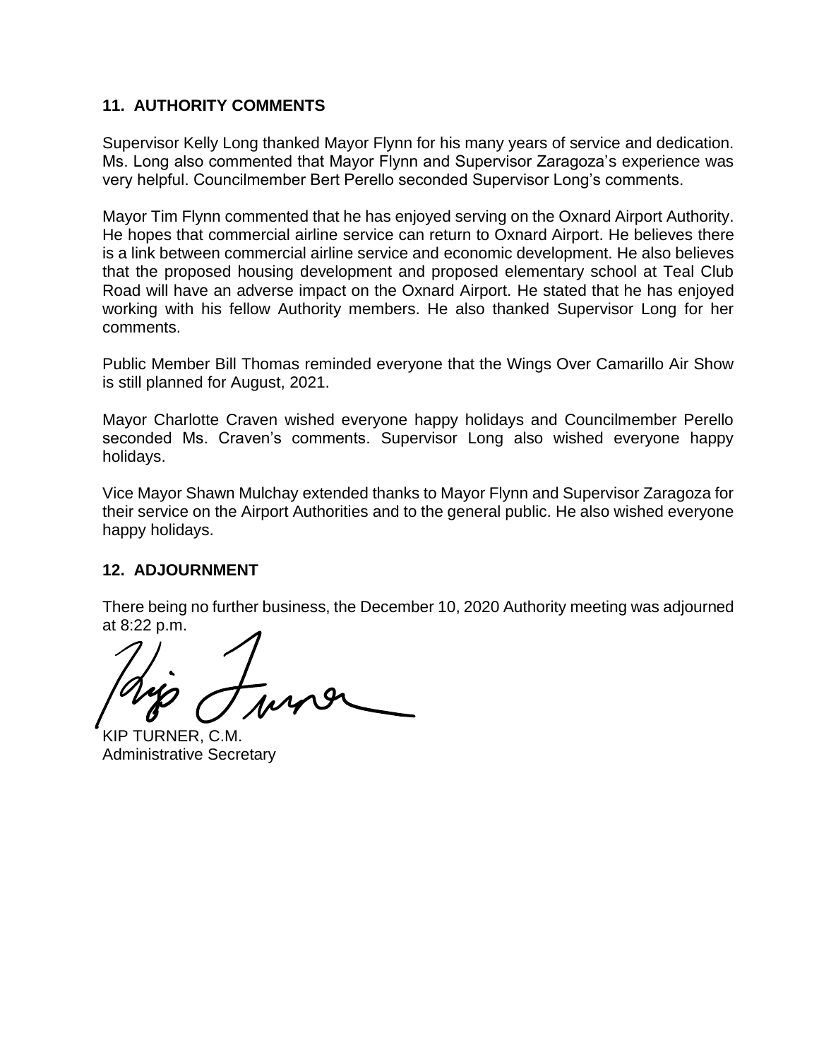## 11. AUTHORITY COMMENTS

Supervisor Kelly Long thanked Mayor Flynn for his many years of service and dedication. Ms. Long also commented that Mayor Flynn and Supervisor Zaragoza's experience was very helpful. Councilmember Bert Perello seconded Supervisor Long's comments.

Mayor Tim Flynn commented that he has enjoyed serving on the Oxnard Airport Authority. He hopes that commercial airline service can return to Oxnard Airport. He believes there is a link between commercial airline service and economic development. He also believes that the proposed housing development and proposed elementary school at Teal Club Road will have an adverse impact on the Oxnard Airport. He stated that he has enjoyed working with his fellow Authority members. He also thanked Supervisor Long for her comments.

Public Member Bill Thomas reminded everyone that the Wings Over Camarillo Air Show is still planned for August, 2021.

Mayor Charlotte Craven wished everyone happy holidays and Councilmember Perello seconded Ms. Craven's comments. Supervisor Long also wished everyone happy holidays.

Vice Mayor Shawn Mulchay extended thanks to Mayor Flynn and Supervisor Zaragoza for their service on the Airport Authorities and to the general public. He also wished everyone happy holidays.

## 12. ADJOURNMENT

There being no further business, the December 10, 2020 Authority meeting was adjourned at 8:22 p.m.

KIP TURNER, C.M.
Administrative Secretary